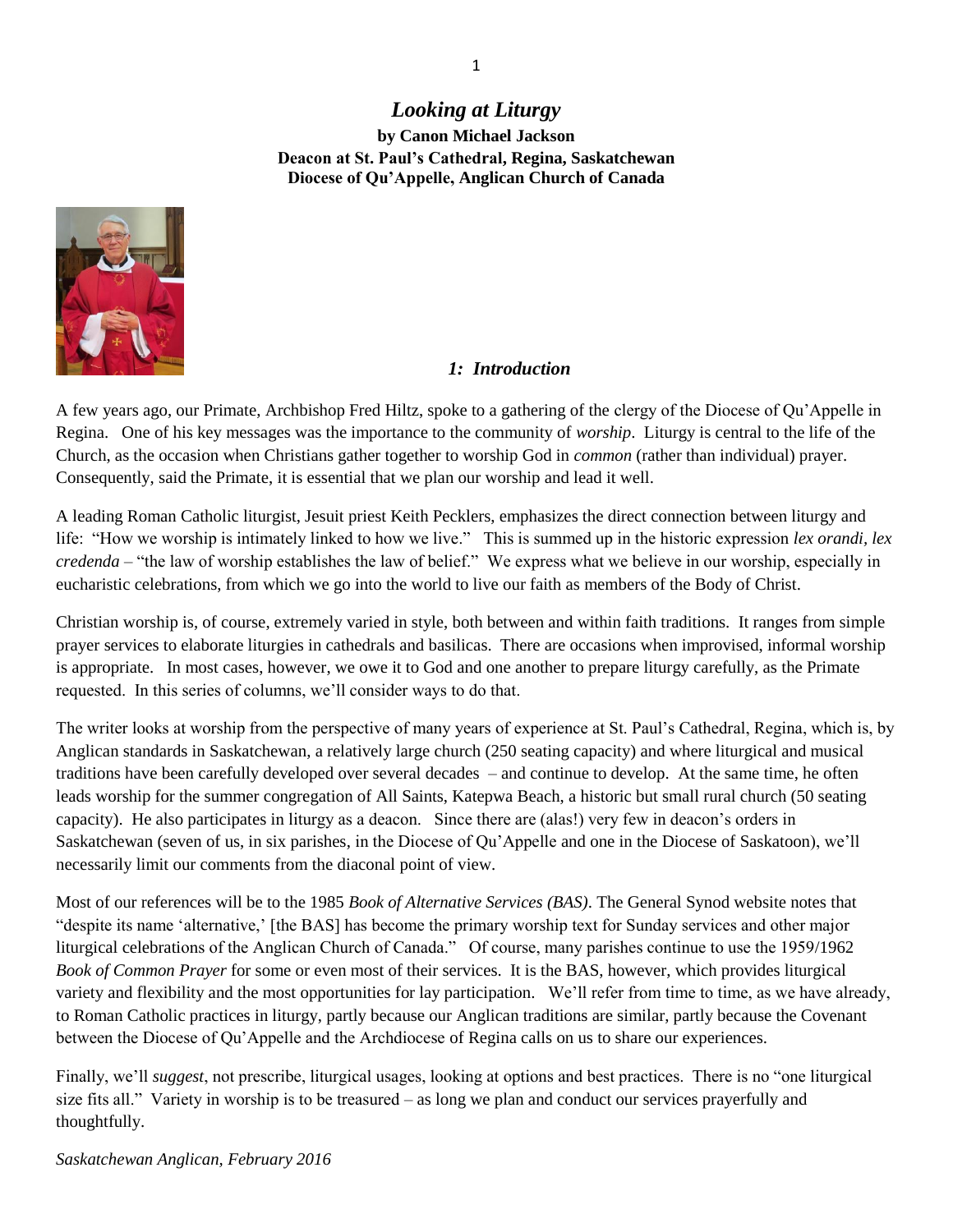# *Looking at Liturgy*

**by Canon Michael Jackson**
**Deacon at St. Paul's Cathedral, Regina, Saskatchewan**
**Diocese of Qu'Appelle, Anglican Church of Canada**

## *1: Introduction*

A few years ago, our Primate, Archbishop Fred Hiltz, spoke to a gathering of the clergy of the Diocese of Qu'Appelle in Regina. One of his key messages was the importance to the community of *worship*. Liturgy is central to the life of the Church, as the occasion when Christians gather together to worship God in *common* (rather than individual) prayer. Consequently, said the Primate, it is essential that we plan our worship and lead it well.

A leading Roman Catholic liturgist, Jesuit priest Keith Pecklers, emphasizes the direct connection between liturgy and life: "How we worship is intimately linked to how we live." This is summed up in the historic expression *lex orandi, lex credenda* – "the law of worship establishes the law of belief." We express what we believe in our worship, especially in eucharistic celebrations, from which we go into the world to live our faith as members of the Body of Christ.

Christian worship is, of course, extremely varied in style, both between and within faith traditions. It ranges from simple prayer services to elaborate liturgies in cathedrals and basilicas. There are occasions when improvised, informal worship is appropriate. In most cases, however, we owe it to God and one another to prepare liturgy carefully, as the Primate requested. In this series of columns, we'll consider ways to do that.

The writer looks at worship from the perspective of many years of experience at St. Paul's Cathedral, Regina, which is, by Anglican standards in Saskatchewan, a relatively large church (250 seating capacity) and where liturgical and musical traditions have been carefully developed over several decades – and continue to develop. At the same time, he often leads worship for the summer congregation of All Saints, Katepwa Beach, a historic but small rural church (50 seating capacity). He also participates in liturgy as a deacon. Since there are (alas!) very few in deacon's orders in Saskatchewan (seven of us, in six parishes, in the Diocese of Qu'Appelle and one in the Diocese of Saskatoon), we'll necessarily limit our comments from the diaconal point of view.

Most of our references will be to the 1985 *Book of Alternative Services (BAS)*. The General Synod website notes that "despite its name 'alternative,' [the BAS] has become the primary worship text for Sunday services and other major liturgical celebrations of the Anglican Church of Canada." Of course, many parishes continue to use the 1959/1962 *Book of Common Prayer* for some or even most of their services. It is the BAS, however, which provides liturgical variety and flexibility and the most opportunities for lay participation. We'll refer from time to time, as we have already, to Roman Catholic practices in liturgy, partly because our Anglican traditions are similar, partly because the Covenant between the Diocese of Qu'Appelle and the Archdiocese of Regina calls on us to share our experiences.

Finally, we'll *suggest*, not prescribe, liturgical usages, looking at options and best practices. There is no "one liturgical size fits all." Variety in worship is to be treasured – as long we plan and conduct our services prayerfully and thoughtfully.

*Saskatchewan Anglican, February 2016*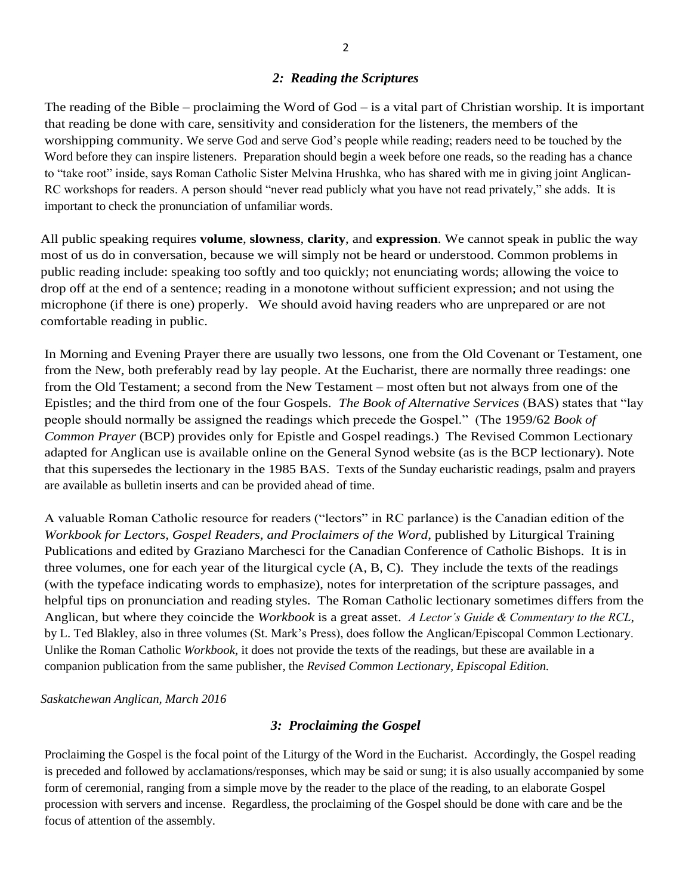### *2: Reading the Scriptures*

The reading of the Bible – proclaiming the Word of God – is a vital part of Christian worship. It is important that reading be done with care, sensitivity and consideration for the listeners, the members of the worshipping community. We serve God and serve God's people while reading; readers need to be touched by the Word before they can inspire listeners. Preparation should begin a week before one reads, so the reading has a chance to "take root" inside, says Roman Catholic Sister Melvina Hrushka, who has shared with me in giving joint Anglican-RC workshops for readers. A person should "never read publicly what you have not read privately," she adds. It is important to check the pronunciation of unfamiliar words.

All public speaking requires **volume**, **slowness**, **clarity**, and **expression**. We cannot speak in public the way most of us do in conversation, because we will simply not be heard or understood. Common problems in public reading include: speaking too softly and too quickly; not enunciating words; allowing the voice to drop off at the end of a sentence; reading in a monotone without sufficient expression; and not using the microphone (if there is one) properly. We should avoid having readers who are unprepared or are not comfortable reading in public.

In Morning and Evening Prayer there are usually two lessons, one from the Old Covenant or Testament, one from the New, both preferably read by lay people. At the Eucharist, there are normally three readings: one from the Old Testament; a second from the New Testament – most often but not always from one of the Epistles; and the third from one of the four Gospels. *The Book of Alternative Services* (BAS) states that "lay people should normally be assigned the readings which precede the Gospel." (The 1959/62 *Book of Common Prayer* (BCP) provides only for Epistle and Gospel readings.) The Revised Common Lectionary adapted for Anglican use is available online on the General Synod website (as is the BCP lectionary). Note that this supersedes the lectionary in the 1985 BAS. Texts of the Sunday eucharistic readings, psalm and prayers are available as bulletin inserts and can be provided ahead of time.

A valuable Roman Catholic resource for readers ("lectors" in RC parlance) is the Canadian edition of the *Workbook for Lectors, Gospel Readers, and Proclaimers of the Word*, published by Liturgical Training Publications and edited by Graziano Marchesci for the Canadian Conference of Catholic Bishops. It is in three volumes, one for each year of the liturgical cycle (A, B, C). They include the texts of the readings (with the typeface indicating words to emphasize), notes for interpretation of the scripture passages, and helpful tips on pronunciation and reading styles. The Roman Catholic lectionary sometimes differs from the Anglican, but where they coincide the *Workbook* is a great asset. *A Lector's Guide & Commentary to the RCL*, by L. Ted Blakley, also in three volumes (St. Mark's Press), does follow the Anglican/Episcopal Common Lectionary. Unlike the Roman Catholic *Workbook*, it does not provide the texts of the readings, but these are available in a companion publication from the same publisher, the *Revised Common Lectionary, Episcopal Edition.*

*Saskatchewan Anglican, March 2016*

### *3: Proclaiming the Gospel*

Proclaiming the Gospel is the focal point of the Liturgy of the Word in the Eucharist. Accordingly, the Gospel reading is preceded and followed by acclamations/responses, which may be said or sung; it is also usually accompanied by some form of ceremonial, ranging from a simple move by the reader to the place of the reading, to an elaborate Gospel procession with servers and incense. Regardless, the proclaiming of the Gospel should be done with care and be the focus of attention of the assembly.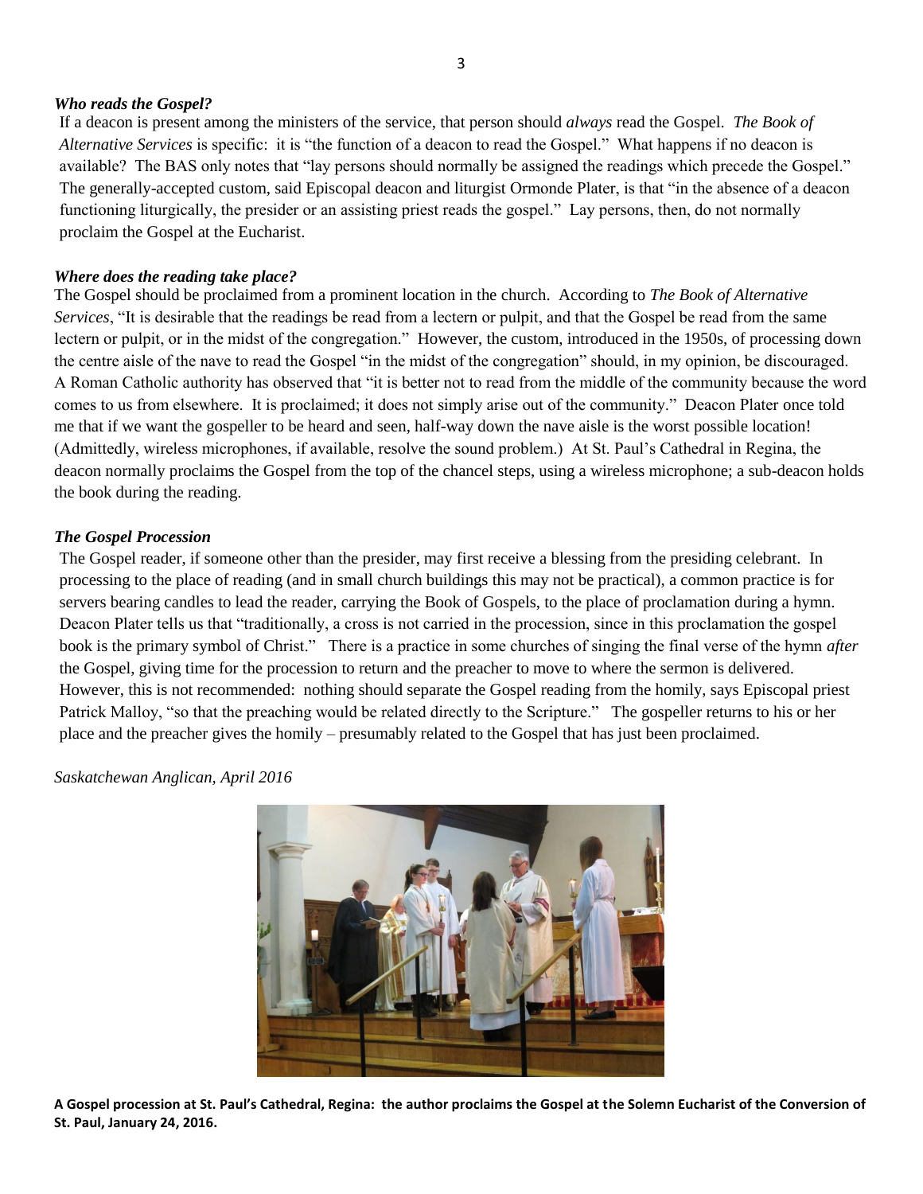### *Who reads the Gospel?*

If a deacon is present among the ministers of the service, that person should *always* read the Gospel. *The Book of Alternative Services* is specific: it is "the function of a deacon to read the Gospel." What happens if no deacon is available? The BAS only notes that "lay persons should normally be assigned the readings which precede the Gospel." The generally-accepted custom, said Episcopal deacon and liturgist Ormonde Plater, is that "in the absence of a deacon functioning liturgically, the presider or an assisting priest reads the gospel." Lay persons, then, do not normally proclaim the Gospel at the Eucharist.

### *Where does the reading take place?*

The Gospel should be proclaimed from a prominent location in the church. According to *The Book of Alternative Services*, "It is desirable that the readings be read from a lectern or pulpit, and that the Gospel be read from the same lectern or pulpit, or in the midst of the congregation." However, the custom, introduced in the 1950s, of processing down the centre aisle of the nave to read the Gospel "in the midst of the congregation" should, in my opinion, be discouraged. A Roman Catholic authority has observed that "it is better not to read from the middle of the community because the word comes to us from elsewhere. It is proclaimed; it does not simply arise out of the community." Deacon Plater once told me that if we want the gospeller to be heard and seen, half-way down the nave aisle is the worst possible location! (Admittedly, wireless microphones, if available, resolve the sound problem.) At St. Paul's Cathedral in Regina, the deacon normally proclaims the Gospel from the top of the chancel steps, using a wireless microphone; a sub-deacon holds the book during the reading.

### *The Gospel Procession*

The Gospel reader, if someone other than the presider, may first receive a blessing from the presiding celebrant. In processing to the place of reading (and in small church buildings this may not be practical), a common practice is for servers bearing candles to lead the reader, carrying the Book of Gospels, to the place of proclamation during a hymn. Deacon Plater tells us that "traditionally, a cross is not carried in the procession, since in this proclamation the gospel book is the primary symbol of Christ." There is a practice in some churches of singing the final verse of the hymn *after* the Gospel, giving time for the procession to return and the preacher to move to where the sermon is delivered. However, this is not recommended: nothing should separate the Gospel reading from the homily, says Episcopal priest Patrick Malloy, "so that the preaching would be related directly to the Scripture." The gospeller returns to his or her place and the preacher gives the homily – presumably related to the Gospel that has just been proclaimed.

*Saskatchewan Anglican, April 2016*

**A Gospel procession at St. Paul's Cathedral, Regina: the author proclaims the Gospel at the Solemn Eucharist of the Conversion of St. Paul, January 24, 2016.**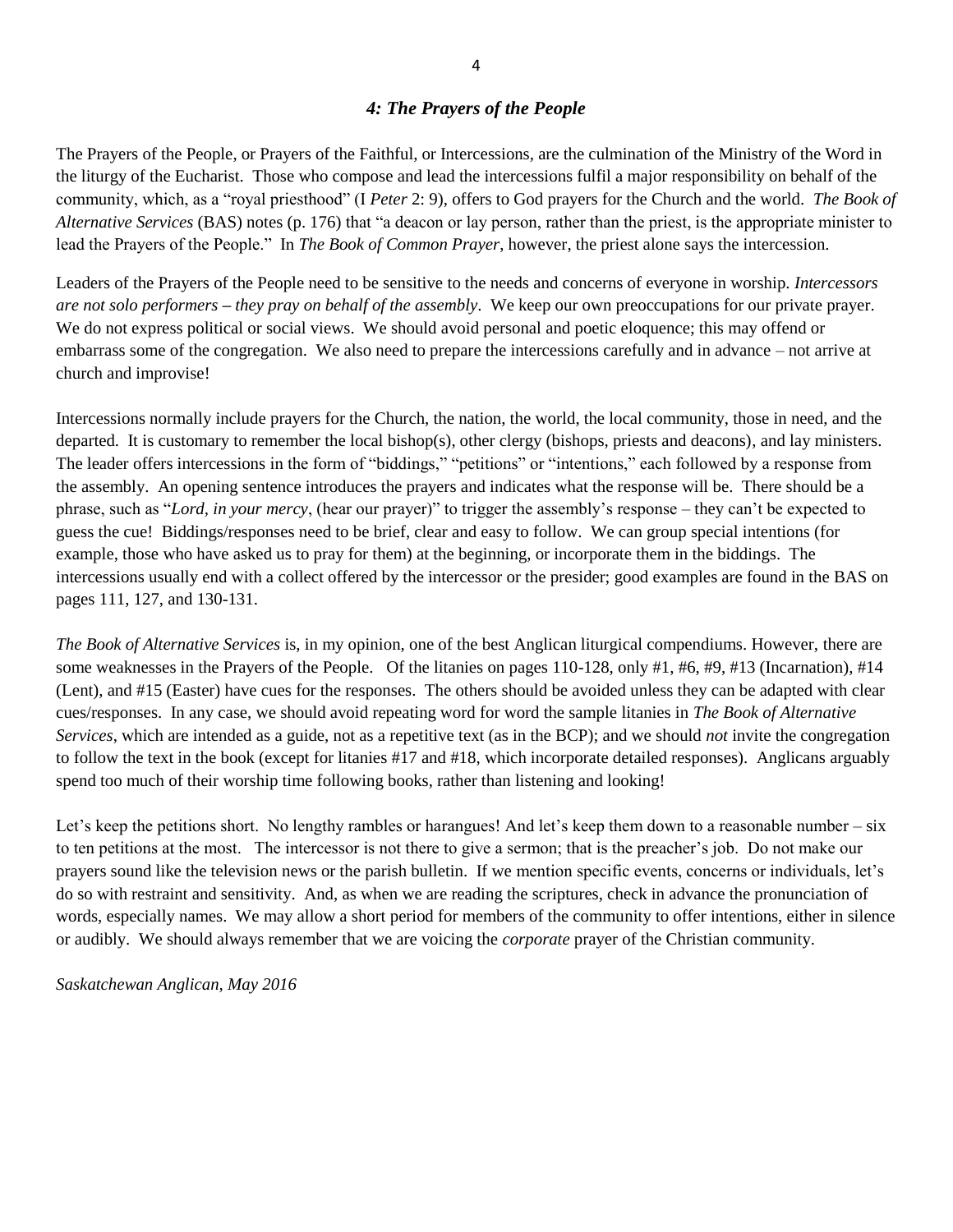## *4: The Prayers of the People*

The Prayers of the People, or Prayers of the Faithful, or Intercessions, are the culmination of the Ministry of the Word in the liturgy of the Eucharist. Those who compose and lead the intercessions fulfil a major responsibility on behalf of the community, which, as a "royal priesthood" (I *Peter* 2: 9), offers to God prayers for the Church and the world. *The Book of Alternative Services* (BAS) notes (p. 176) that "a deacon or lay person, rather than the priest, is the appropriate minister to lead the Prayers of the People." In *The Book of Common Prayer*, however, the priest alone says the intercession.

Leaders of the Prayers of the People need to be sensitive to the needs and concerns of everyone in worship. *Intercessors are not solo performers – they pray on behalf of the assembly*. We keep our own preoccupations for our private prayer. We do not express political or social views. We should avoid personal and poetic eloquence; this may offend or embarrass some of the congregation. We also need to prepare the intercessions carefully and in advance – not arrive at church and improvise!

Intercessions normally include prayers for the Church, the nation, the world, the local community, those in need, and the departed. It is customary to remember the local bishop(s), other clergy (bishops, priests and deacons), and lay ministers. The leader offers intercessions in the form of "biddings," "petitions" or "intentions," each followed by a response from the assembly. An opening sentence introduces the prayers and indicates what the response will be. There should be a phrase, such as "*Lord, in your mercy*, (hear our prayer)" to trigger the assembly's response – they can't be expected to guess the cue! Biddings/responses need to be brief, clear and easy to follow. We can group special intentions (for example, those who have asked us to pray for them) at the beginning, or incorporate them in the biddings. The intercessions usually end with a collect offered by the intercessor or the presider; good examples are found in the BAS on pages 111, 127, and 130-131.

*The Book of Alternative Services* is, in my opinion, one of the best Anglican liturgical compendiums. However, there are some weaknesses in the Prayers of the People. Of the litanies on pages 110-128, only #1, #6, #9, #13 (Incarnation), #14 (Lent), and #15 (Easter) have cues for the responses. The others should be avoided unless they can be adapted with clear cues/responses. In any case, we should avoid repeating word for word the sample litanies in *The Book of Alternative Services*, which are intended as a guide, not as a repetitive text (as in the BCP); and we should *not* invite the congregation to follow the text in the book (except for litanies #17 and #18, which incorporate detailed responses). Anglicans arguably spend too much of their worship time following books, rather than listening and looking!

Let's keep the petitions short. No lengthy rambles or harangues! And let's keep them down to a reasonable number – six to ten petitions at the most. The intercessor is not there to give a sermon; that is the preacher's job. Do not make our prayers sound like the television news or the parish bulletin. If we mention specific events, concerns or individuals, let's do so with restraint and sensitivity. And, as when we are reading the scriptures, check in advance the pronunciation of words, especially names. We may allow a short period for members of the community to offer intentions, either in silence or audibly. We should always remember that we are voicing the *corporate* prayer of the Christian community.

*Saskatchewan Anglican, May 2016*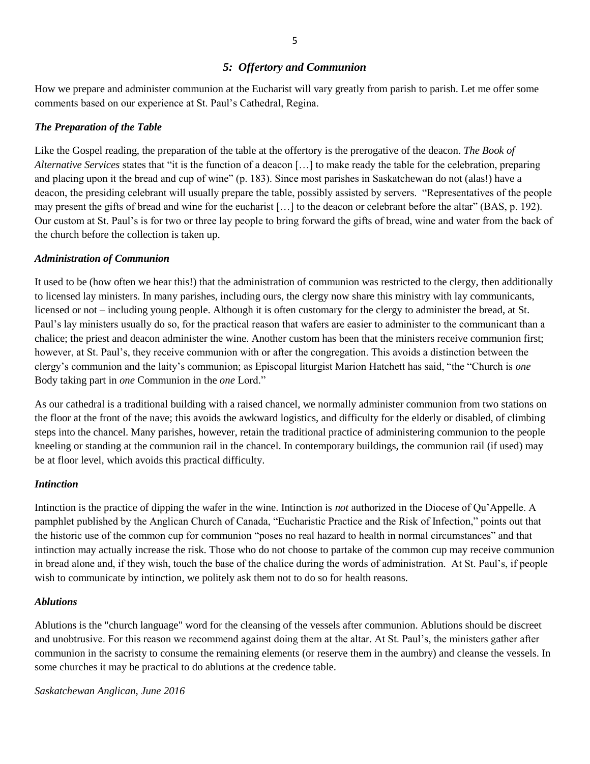## *5: Offertory and Communion*

How we prepare and administer communion at the Eucharist will vary greatly from parish to parish. Let me offer some comments based on our experience at St. Paul's Cathedral, Regina.

### *The Preparation of the Table*

Like the Gospel reading, the preparation of the table at the offertory is the prerogative of the deacon. *The Book of Alternative Services* states that "it is the function of a deacon […] to make ready the table for the celebration, preparing and placing upon it the bread and cup of wine" (p. 183). Since most parishes in Saskatchewan do not (alas!) have a deacon, the presiding celebrant will usually prepare the table, possibly assisted by servers. "Representatives of the people may present the gifts of bread and wine for the eucharist […] to the deacon or celebrant before the altar" (BAS, p. 192). Our custom at St. Paul's is for two or three lay people to bring forward the gifts of bread, wine and water from the back of the church before the collection is taken up.

### *Administration of Communion*

It used to be (how often we hear this!) that the administration of communion was restricted to the clergy, then additionally to licensed lay ministers. In many parishes, including ours, the clergy now share this ministry with lay communicants, licensed or not – including young people. Although it is often customary for the clergy to administer the bread, at St. Paul's lay ministers usually do so, for the practical reason that wafers are easier to administer to the communicant than a chalice; the priest and deacon administer the wine. Another custom has been that the ministers receive communion first; however, at St. Paul's, they receive communion with or after the congregation. This avoids a distinction between the clergy's communion and the laity's communion; as Episcopal liturgist Marion Hatchett has said, "the "Church is *one* Body taking part in *one* Communion in the *one* Lord."

As our cathedral is a traditional building with a raised chancel, we normally administer communion from two stations on the floor at the front of the nave; this avoids the awkward logistics, and difficulty for the elderly or disabled, of climbing steps into the chancel. Many parishes, however, retain the traditional practice of administering communion to the people kneeling or standing at the communion rail in the chancel. In contemporary buildings, the communion rail (if used) may be at floor level, which avoids this practical difficulty.

### *Intinction*

Intinction is the practice of dipping the wafer in the wine. Intinction is *not* authorized in the Diocese of Qu'Appelle. A pamphlet published by the Anglican Church of Canada, "Eucharistic Practice and the Risk of Infection," points out that the historic use of the common cup for communion "poses no real hazard to health in normal circumstances" and that intinction may actually increase the risk. Those who do not choose to partake of the common cup may receive communion in bread alone and, if they wish, touch the base of the chalice during the words of administration. At St. Paul's, if people wish to communicate by intinction, we politely ask them not to do so for health reasons.

### *Ablutions*

Ablutions is the "church language" word for the cleansing of the vessels after communion. Ablutions should be discreet and unobtrusive. For this reason we recommend against doing them at the altar. At St. Paul's, the ministers gather after communion in the sacristy to consume the remaining elements (or reserve them in the aumbry) and cleanse the vessels. In some churches it may be practical to do ablutions at the credence table.

*Saskatchewan Anglican, June 2016*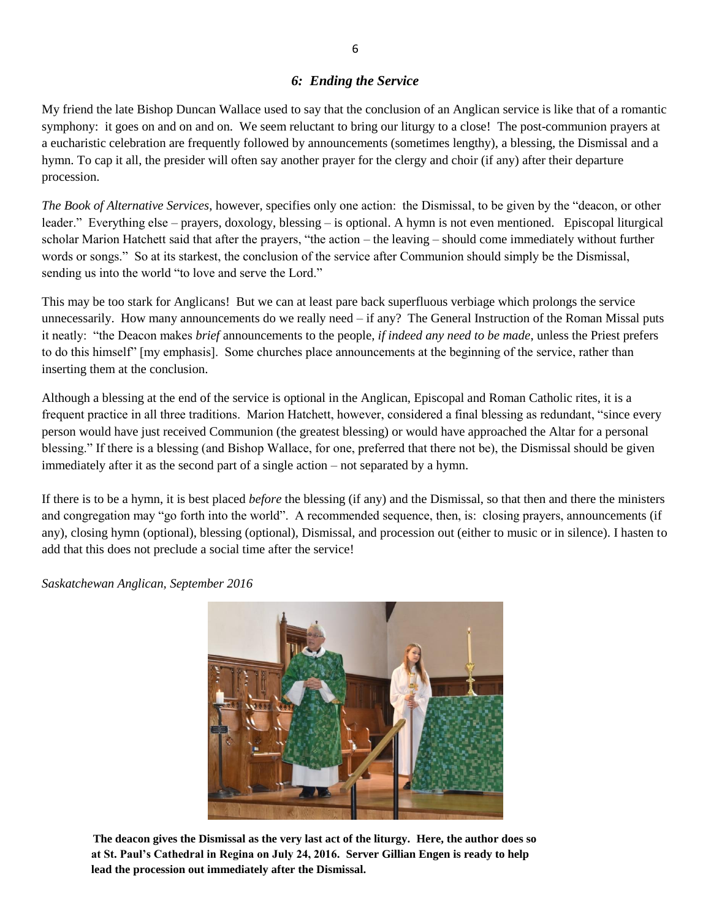### *6: Ending the Service*

My friend the late Bishop Duncan Wallace used to say that the conclusion of an Anglican service is like that of a romantic symphony: it goes on and on and on. We seem reluctant to bring our liturgy to a close! The post-communion prayers at a eucharistic celebration are frequently followed by announcements (sometimes lengthy), a blessing, the Dismissal and a hymn. To cap it all, the presider will often say another prayer for the clergy and choir (if any) after their departure procession.

*The Book of Alternative Services,* however, specifies only one action: the Dismissal, to be given by the "deacon, or other leader." Everything else – prayers, doxology, blessing – is optional. A hymn is not even mentioned. Episcopal liturgical scholar Marion Hatchett said that after the prayers, "the action – the leaving – should come immediately without further words or songs." So at its starkest, the conclusion of the service after Communion should simply be the Dismissal, sending us into the world "to love and serve the Lord."

This may be too stark for Anglicans! But we can at least pare back superfluous verbiage which prolongs the service unnecessarily. How many announcements do we really need – if any? The General Instruction of the Roman Missal puts it neatly: "the Deacon makes *brief* announcements to the people, *if indeed any need to be made,* unless the Priest prefers to do this himself" [my emphasis]. Some churches place announcements at the beginning of the service, rather than inserting them at the conclusion.

Although a blessing at the end of the service is optional in the Anglican, Episcopal and Roman Catholic rites, it is a frequent practice in all three traditions. Marion Hatchett, however, considered a final blessing as redundant, "since every person would have just received Communion (the greatest blessing) or would have approached the Altar for a personal blessing." If there is a blessing (and Bishop Wallace, for one, preferred that there not be), the Dismissal should be given immediately after it as the second part of a single action – not separated by a hymn.

If there is to be a hymn, it is best placed *before* the blessing (if any) and the Dismissal, so that then and there the ministers and congregation may "go forth into the world". A recommended sequence, then, is: closing prayers, announcements (if any), closing hymn (optional), blessing (optional), Dismissal, and procession out (either to music or in silence). I hasten to add that this does not preclude a social time after the service!

*Saskatchewan Anglican, September 2016*

**The deacon gives the Dismissal as the very last act of the liturgy. Here, the author does so at St. Paul's Cathedral in Regina on July 24, 2016. Server Gillian Engen is ready to help lead the procession out immediately after the Dismissal.**